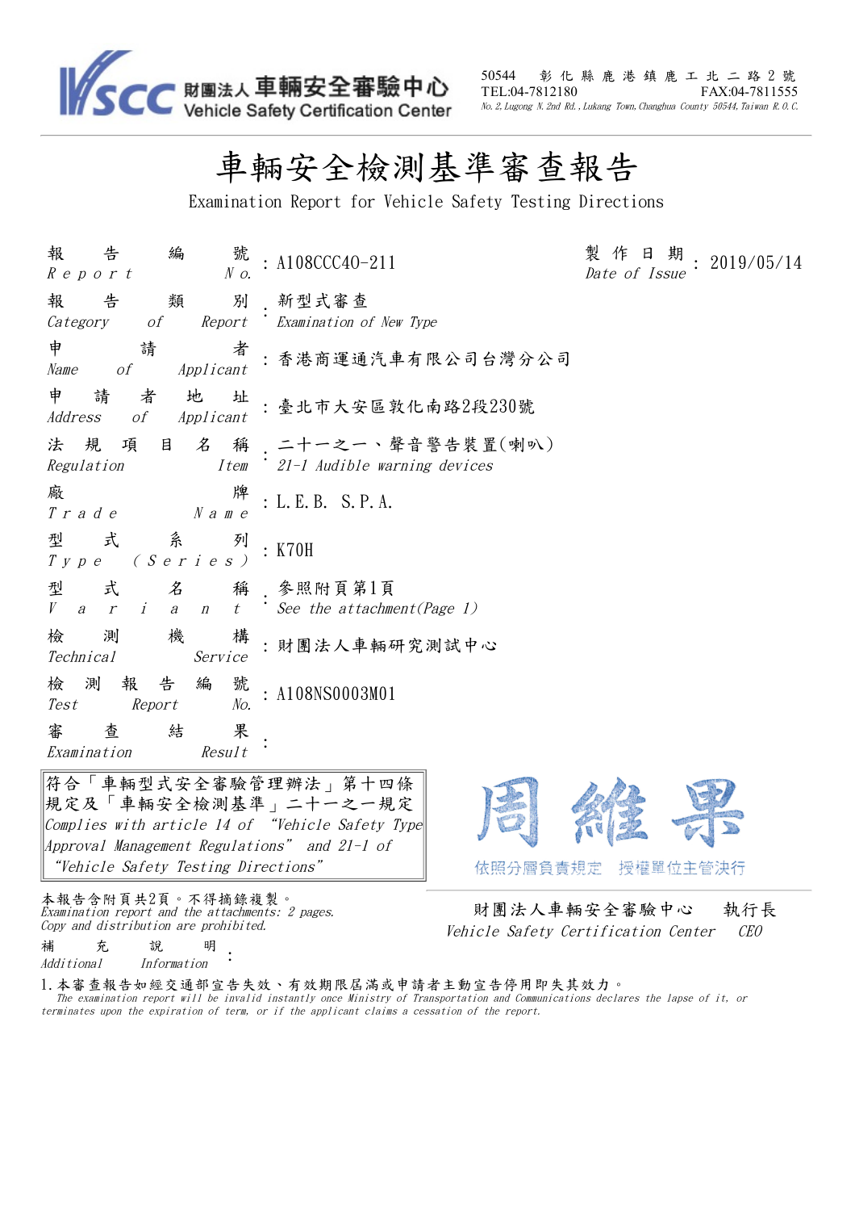財團法人 車輛安全審驗中心
Vehicle Safety Certification Center

50544 彰化縣鹿港鎮鹿工北二路2號
TEL:04-7812180 FAX:04-7811555
No. 2, Lugong N. 2nd Rd., Lukang Town, Changhua County 50544, Taiwan R. O. C.

# 車輛安全檢測基準審查報告

## Examination Report for Vehicle Safety Testing Directions

| | |
|---|---|
| 報告編號 *Report No.* | A108CCC40-211 |
| 製作日期 *Date of Issue* | 2019/05/14 |
| 報告類別 *Category of Report* | 新型式審查 *Examination of New Type* |
| 申請者 *Name of Applicant* | 香港商運通汽車有限公司台灣分公司 |
| 申請者地址 *Address of Applicant* | 臺北市大安區敦化南路2段230號 |
| 法規項目名稱 *Regulation Item* | 二十一之一、聲音警告裝置(喇叭) *21-1 Audible warning devices* |
| 廠牌 *Trade Name* | L.E.B. S.P.A. |
| 型式系列 *Type (Series)* | K70H |
| 型式名稱 *Variant* | 參照附頁第1頁 *See the attachment(Page 1)* |
| 檢測機構 *Technical Service* | 財團法人車輛研究測試中心 |
| 檢測報告編號 *Test Report No.* | A108NS0003M01 |
| 審查結果 *Examination Result* | |

符合「車輛型式安全審驗管理辦法」第十四條規定及「車輛安全檢測基準」二十一之一規定
*Complies with article 14 of "Vehicle Safety Type Approval Management Regulations" and 21-1 of "Vehicle Safety Testing Directions"*

周維果
依照分層負責規定 授權單位主管決行

本報告含附頁共2頁。不得摘錄複製。
*Examination report and the attachments: 2 pages.*
*Copy and distribution are prohibited.*

財團法人車輛安全審驗中心 執行長
*Vehicle Safety Certification Center CEO*

補充說明 *Additional Information*:

1. 本審查報告如經交通部宣告失效、有效期限屆滿或申請者主動宣告停用即失其效力。
   *The examination report will be invalid instantly once Ministry of Transportation and Communications declares the lapse of it, or terminates upon the expiration of term, or if the applicant claims a cessation of the report.*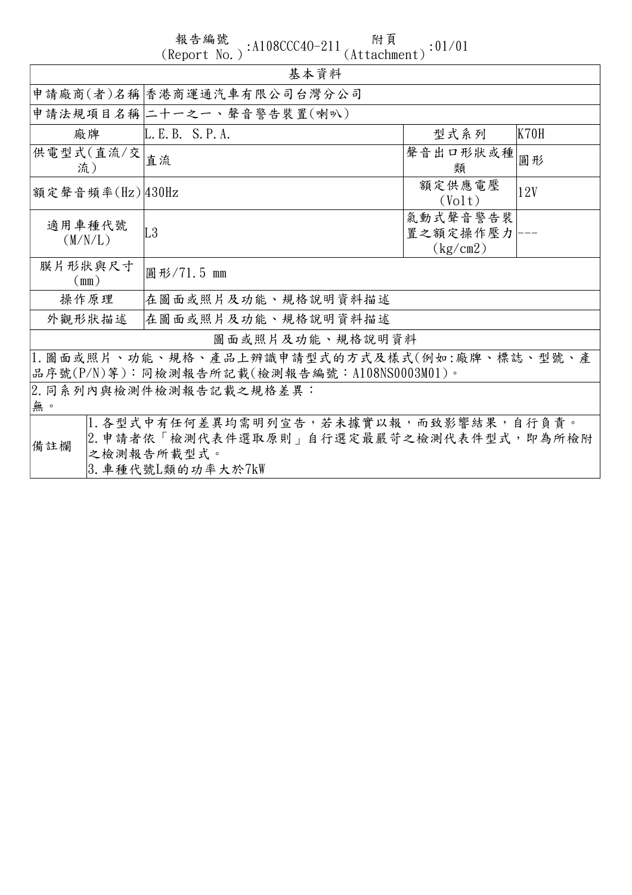報告編號 (Report No.):A108CCC40-211 附頁 (Attachment):01/01

| 基本資料 | | | |
|---|---|---|---|
| 申請廠商(者)名稱 | 香港商運通汽車有限公司台灣分公司 | | |
| 申請法規項目名稱 | 二十一之一、聲音警告裝置(喇叭) | | |
| 廠牌 | L.E.B. S.P.A. | 型式系列 | K70H |
| 供電型式(直流/交流) | 直流 | 聲音出口形狀或種類 | 圓形 |
| 額定聲音頻率(Hz) | 430Hz | 額定供應電壓 (Volt) | 12V |
| 適用車種代號 (M/N/L) | L3 | 氣動式聲音警告裝置之額定操作壓力 (kg/cm2) | --- |
| 膜片形狀與尺寸 (mm) | 圓形/71.5 mm | | |
| 操作原理 | 在圖面或照片及功能、規格說明資料描述 | | |
| 外觀形狀描述 | 在圖面或照片及功能、規格說明資料描述 | | |
| 圖面或照片及功能、規格說明資料 | | | |
| 1.圖面或照片、功能、規格、產品上辨識申請型式的方式及樣式(例如:廠牌、標誌、型號、產品序號(P/N)等):同檢測報告所記載(檢測報告編號:A108NS0003M01)。 | | | |
| 2.同系列內與檢測件檢測報告記載之規格差異:<br>無。 | | | |
| 備註欄 | 1.各型式中有任何差異均需明列宣告,若未據實以報,而致影響結果,自行負責。<br>2.申請者依「檢測代表件選取原則」自行選定最嚴苛之檢測代表件型式,即為所檢附之檢測報告所載型式。<br>3.車種代號L類的功率大於7kW | | |